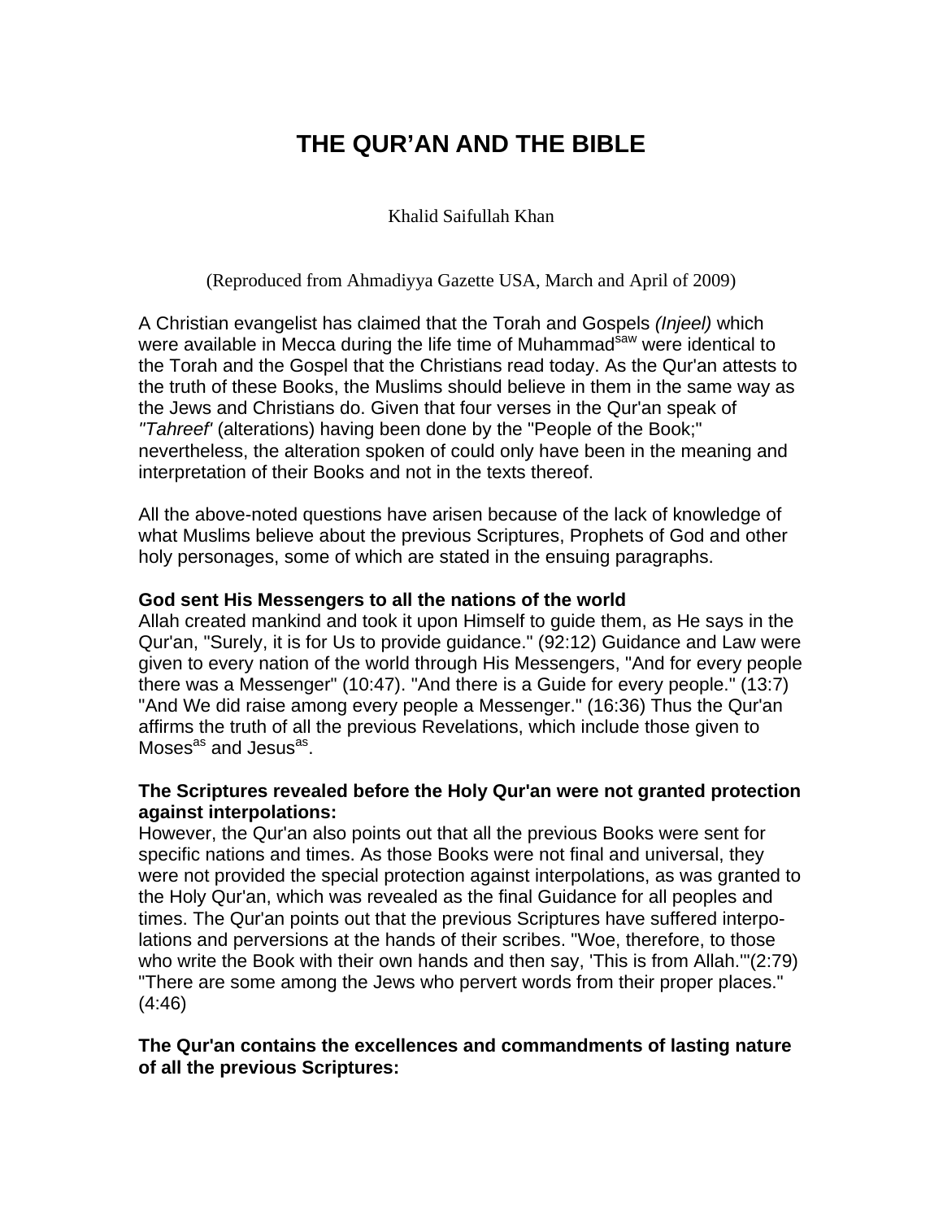# THE QUR'AN AND THE BIBLE

Khalid Saifullah Khan

(Reproduced from Ahmadiyya Gazette USA, March and April of 2009)

A Christian evangelist has claimed that the Torah and Gospels *(Injeel)* which were available in Mecca during the life time of Muhammad[saw] were identical to the Torah and the Gospel that the Christians read today. As the Qur'an attests to the truth of these Books, the Muslims should believe in them in the same way as the Jews and Christians do. Given that four verses in the Qur'an speak of *"Tahreef'* (alterations) having been done by the "People of the Book;" nevertheless, the alteration spoken of could only have been in the meaning and interpretation of their Books and not in the texts thereof.

All the above-noted questions have arisen because of the lack of knowledge of what Muslims believe about the previous Scriptures, Prophets of God and other holy personages, some of which are stated in the ensuing paragraphs.

**God sent His Messengers to all the nations of the world**

Allah created mankind and took it upon Himself to guide them, as He says in the Qur'an, "Surely, it is for Us to provide guidance." (92:12) Guidance and Law were given to every nation of the world through His Messengers, "And for every people there was a Messenger" (10:47). "And there is a Guide for every people." (13:7) "And We did raise among every people a Messenger." (16:36) Thus the Qur'an affirms the truth of all the previous Revelations, which include those given to Moses[as] and Jesus[as].

**The Scriptures revealed before the Holy Qur'an were not granted protection against interpolations:**

However, the Qur'an also points out that all the previous Books were sent for specific nations and times. As those Books were not final and universal, they were not provided the special protection against interpolations, as was granted to the Holy Qur'an, which was revealed as the final Guidance for all peoples and times. The Qur'an points out that the previous Scriptures have suffered interpolations and perversions at the hands of their scribes. "Woe, therefore, to those who write the Book with their own hands and then say, 'This is from Allah.'"(2:79) "There are some among the Jews who pervert words from their proper places." (4:46)

**The Qur'an contains the excellences and commandments of lasting nature of all the previous Scriptures:**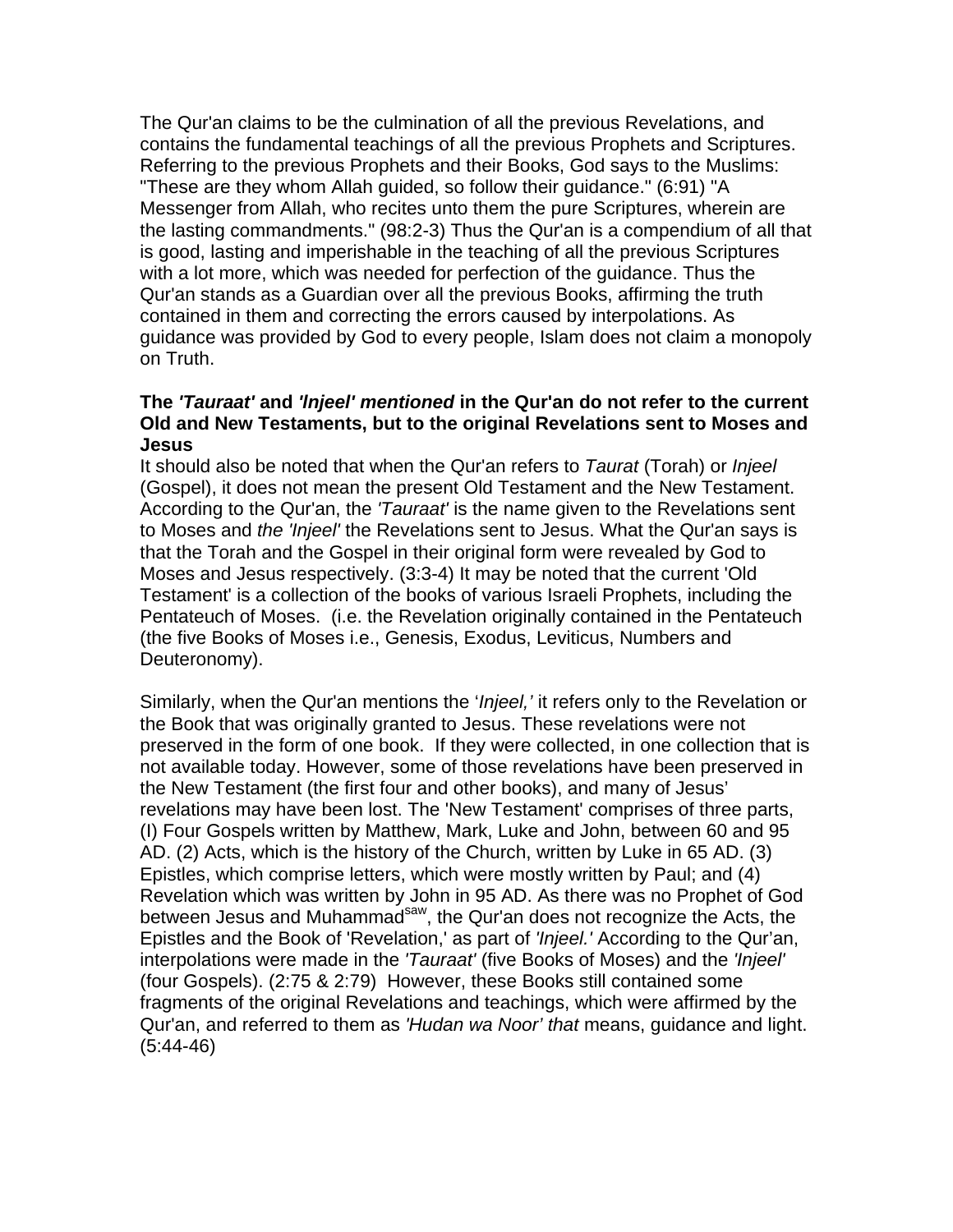The Qur'an claims to be the culmination of all the previous Revelations, and contains the fundamental teachings of all the previous Prophets and Scriptures. Referring to the previous Prophets and their Books, God says to the Muslims: "These are they whom Allah guided, so follow their guidance." (6:91) "A Messenger from Allah, who recites unto them the pure Scriptures, wherein are the lasting commandments." (98:2-3) Thus the Qur'an is a compendium of all that is good, lasting and imperishable in the teaching of all the previous Scriptures with a lot more, which was needed for perfection of the guidance. Thus the Qur'an stands as a Guardian over all the previous Books, affirming the truth contained in them and correcting the errors caused by interpolations. As guidance was provided by God to every people, Islam does not claim a monopoly on Truth.

**The *'Tauraat'* and *'Injeel' mentioned* in the Qur'an do not refer to the current Old and New Testaments, but to the original Revelations sent to Moses and Jesus**

It should also be noted that when the Qur'an refers to *Taurat* (Torah) or *Injeel* (Gospel), it does not mean the present Old Testament and the New Testament. According to the Qur'an, the *'Tauraat'* is the name given to the Revelations sent to Moses and *the 'Injeel'* the Revelations sent to Jesus. What the Qur'an says is that the Torah and the Gospel in their original form were revealed by God to Moses and Jesus respectively. (3:3-4) It may be noted that the current 'Old Testament' is a collection of the books of various Israeli Prophets, including the Pentateuch of Moses. (i.e. the Revelation originally contained in the Pentateuch (the five Books of Moses i.e., Genesis, Exodus, Leviticus, Numbers and Deuteronomy).

Similarly, when the Qur'an mentions the '*Injeel,'* it refers only to the Revelation or the Book that was originally granted to Jesus. These revelations were not preserved in the form of one book. If they were collected, in one collection that is not available today. However, some of those revelations have been preserved in the New Testament (the first four and other books), and many of Jesus' revelations may have been lost. The 'New Testament' comprises of three parts, (I) Four Gospels written by Matthew, Mark, Luke and John, between 60 and 95 AD. (2) Acts, which is the history of the Church, written by Luke in 65 AD. (3) Epistles, which comprise letters, which were mostly written by Paul; and (4) Revelation which was written by John in 95 AD. As there was no Prophet of God between Jesus and Muhammad[saw], the Qur'an does not recognize the Acts, the Epistles and the Book of 'Revelation,' as part of *'Injeel.'* According to the Qur'an, interpolations were made in the *'Tauraat'* (five Books of Moses) and the *'Injeel'* (four Gospels). (2:75 & 2:79) However, these Books still contained some fragments of the original Revelations and teachings, which were affirmed by the Qur'an, and referred to them as *'Hudan wa Noor' that* means, guidance and light. (5:44-46)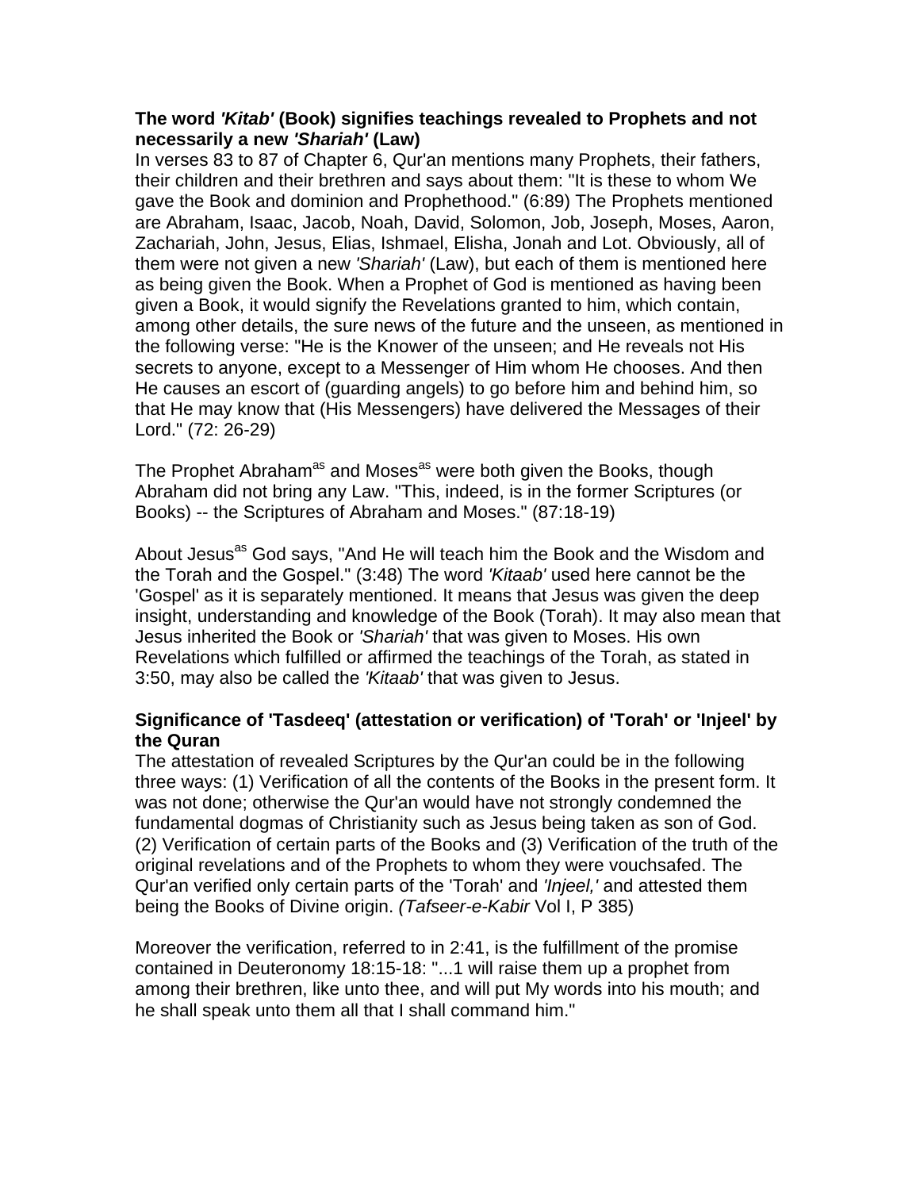**The word *'Kitab'* (Book) signifies teachings revealed to Prophets and not necessarily a new *'Shariah'* (Law)**

In verses 83 to 87 of Chapter 6, Qur'an mentions many Prophets, their fathers, their children and their brethren and says about them: "It is these to whom We gave the Book and dominion and Prophethood." (6:89) The Prophets mentioned are Abraham, Isaac, Jacob, Noah, David, Solomon, Job, Joseph, Moses, Aaron, Zachariah, John, Jesus, Elias, Ishmael, Elisha, Jonah and Lot. Obviously, all of them were not given a new *'Shariah'* (Law), but each of them is mentioned here as being given the Book. When a Prophet of God is mentioned as having been given a Book, it would signify the Revelations granted to him, which contain, among other details, the sure news of the future and the unseen, as mentioned in the following verse: "He is the Knower of the unseen; and He reveals not His secrets to anyone, except to a Messenger of Him whom He chooses. And then He causes an escort of (guarding angels) to go before him and behind him, so that He may know that (His Messengers) have delivered the Messages of their Lord." (72: 26-29)

The Prophet Abraham[as] and Moses[as] were both given the Books, though Abraham did not bring any Law. "This, indeed, is in the former Scriptures (or Books) -- the Scriptures of Abraham and Moses." (87:18-19)

About Jesus[as] God says, "And He will teach him the Book and the Wisdom and the Torah and the Gospel." (3:48) The word *'Kitaab'* used here cannot be the 'Gospel' as it is separately mentioned. It means that Jesus was given the deep insight, understanding and knowledge of the Book (Torah). It may also mean that Jesus inherited the Book or *'Shariah'* that was given to Moses. His own Revelations which fulfilled or affirmed the teachings of the Torah, as stated in 3:50, may also be called the *'Kitaab'* that was given to Jesus.

**Significance of 'Tasdeeq' (attestation or verification) of 'Torah' or 'Injeel' by the Quran**

The attestation of revealed Scriptures by the Qur'an could be in the following three ways: (1) Verification of all the contents of the Books in the present form. It was not done; otherwise the Qur'an would have not strongly condemned the fundamental dogmas of Christianity such as Jesus being taken as son of God. (2) Verification of certain parts of the Books and (3) Verification of the truth of the original revelations and of the Prophets to whom they were vouchsafed. The Qur'an verified only certain parts of the 'Torah' and *'Injeel,'* and attested them being the Books of Divine origin. *(Tafseer-e-Kabir* Vol I, P 385)

Moreover the verification, referred to in 2:41, is the fulfillment of the promise contained in Deuteronomy 18:15-18: "...1 will raise them up a prophet from among their brethren, like unto thee, and will put My words into his mouth; and he shall speak unto them all that I shall command him."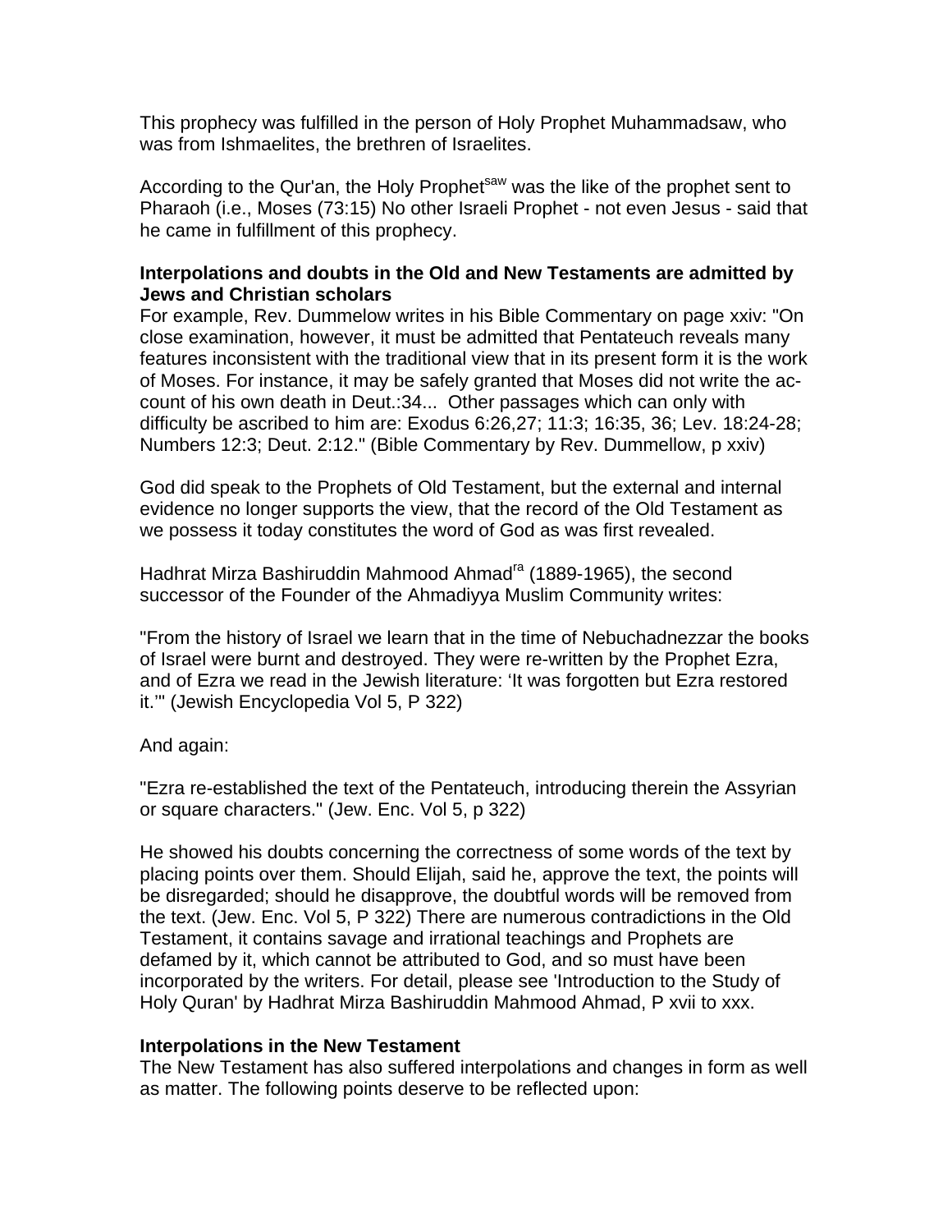This prophecy was fulfilled in the person of Holy Prophet Muhammadsaw, who was from Ishmaelites, the brethren of Israelites.

According to the Qur'an, the Holy Prophet[saw] was the like of the prophet sent to Pharaoh (i.e., Moses (73:15) No other Israeli Prophet - not even Jesus - said that he came in fulfillment of this prophecy.

**Interpolations and doubts in the Old and New Testaments are admitted by Jews and Christian scholars**

For example, Rev. Dummelow writes in his Bible Commentary on page xxiv: "On close examination, however, it must be admitted that Pentateuch reveals many features inconsistent with the traditional view that in its present form it is the work of Moses. For instance, it may be safely granted that Moses did not write the account of his own death in Deut.:34... Other passages which can only with difficulty be ascribed to him are: Exodus 6:26,27; 11:3; 16:35, 36; Lev. 18:24-28; Numbers 12:3; Deut. 2:12." (Bible Commentary by Rev. Dummellow, p xxiv)

God did speak to the Prophets of Old Testament, but the external and internal evidence no longer supports the view, that the record of the Old Testament as we possess it today constitutes the word of God as was first revealed.

Hadhrat Mirza Bashiruddin Mahmood Ahmad[ra] (1889-1965), the second successor of the Founder of the Ahmadiyya Muslim Community writes:

"From the history of Israel we learn that in the time of Nebuchadnezzar the books of Israel were burnt and destroyed. They were re-written by the Prophet Ezra, and of Ezra we read in the Jewish literature: 'It was forgotten but Ezra restored it.'" (Jewish Encyclopedia Vol 5, P 322)

And again:

"Ezra re-established the text of the Pentateuch, introducing therein the Assyrian or square characters." (Jew. Enc. Vol 5, p 322)

He showed his doubts concerning the correctness of some words of the text by placing points over them. Should Elijah, said he, approve the text, the points will be disregarded; should he disapprove, the doubtful words will be removed from the text. (Jew. Enc. Vol 5, P 322) There are numerous contradictions in the Old Testament, it contains savage and irrational teachings and Prophets are defamed by it, which cannot be attributed to God, and so must have been incorporated by the writers. For detail, please see 'Introduction to the Study of Holy Quran' by Hadhrat Mirza Bashiruddin Mahmood Ahmad, P xvii to xxx.

**Interpolations in the New Testament**

The New Testament has also suffered interpolations and changes in form as well as matter. The following points deserve to be reflected upon: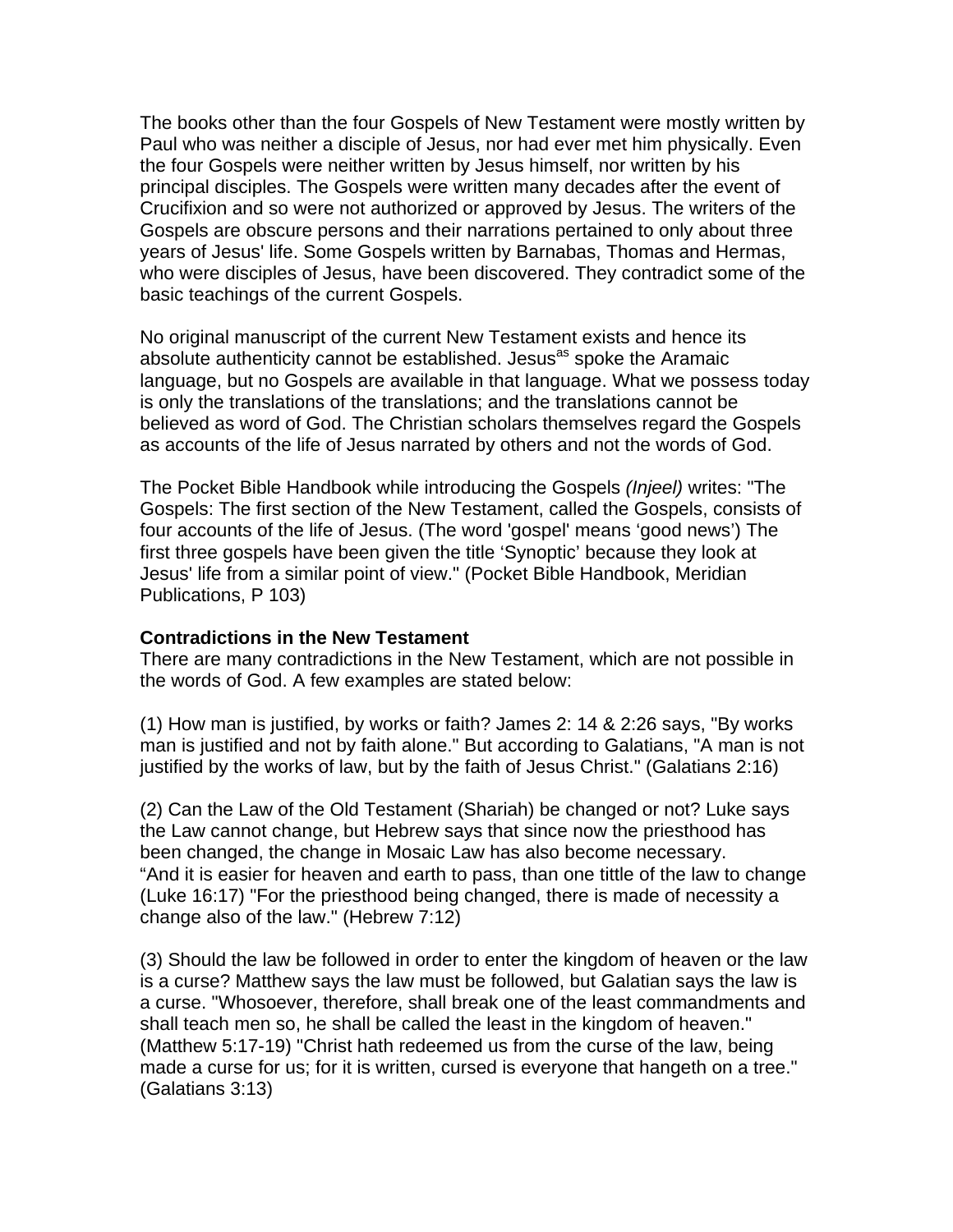The books other than the four Gospels of New Testament were mostly written by Paul who was neither a disciple of Jesus, nor had ever met him physically. Even the four Gospels were neither written by Jesus himself, nor written by his principal disciples. The Gospels were written many decades after the event of Crucifixion and so were not authorized or approved by Jesus. The writers of the Gospels are obscure persons and their narrations pertained to only about three years of Jesus' life. Some Gospels written by Barnabas, Thomas and Hermas, who were disciples of Jesus, have been discovered. They contradict some of the basic teachings of the current Gospels.

No original manuscript of the current New Testament exists and hence its absolute authenticity cannot be established. Jesus[as] spoke the Aramaic language, but no Gospels are available in that language. What we possess today is only the translations of the translations; and the translations cannot be believed as word of God. The Christian scholars themselves regard the Gospels as accounts of the life of Jesus narrated by others and not the words of God.

The Pocket Bible Handbook while introducing the Gospels *(Injeel)* writes: "The Gospels: The first section of the New Testament, called the Gospels, consists of four accounts of the life of Jesus. (The word 'gospel' means 'good news') The first three gospels have been given the title 'Synoptic' because they look at Jesus' life from a similar point of view." (Pocket Bible Handbook, Meridian Publications, P 103)

**Contradictions in the New Testament**

There are many contradictions in the New Testament, which are not possible in the words of God. A few examples are stated below:

(1) How man is justified, by works or faith? James 2: 14 & 2:26 says, "By works man is justified and not by faith alone." But according to Galatians, "A man is not justified by the works of law, but by the faith of Jesus Christ." (Galatians 2:16)

(2) Can the Law of the Old Testament (Shariah) be changed or not? Luke says the Law cannot change, but Hebrew says that since now the priesthood has been changed, the change in Mosaic Law has also become necessary. "And it is easier for heaven and earth to pass, than one tittle of the law to change (Luke 16:17) "For the priesthood being changed, there is made of necessity a change also of the law." (Hebrew 7:12)

(3) Should the law be followed in order to enter the kingdom of heaven or the law is a curse? Matthew says the law must be followed, but Galatian says the law is a curse. "Whosoever, therefore, shall break one of the least commandments and shall teach men so, he shall be called the least in the kingdom of heaven." (Matthew 5:17-19) "Christ hath redeemed us from the curse of the law, being made a curse for us; for it is written, cursed is everyone that hangeth on a tree." (Galatians 3:13)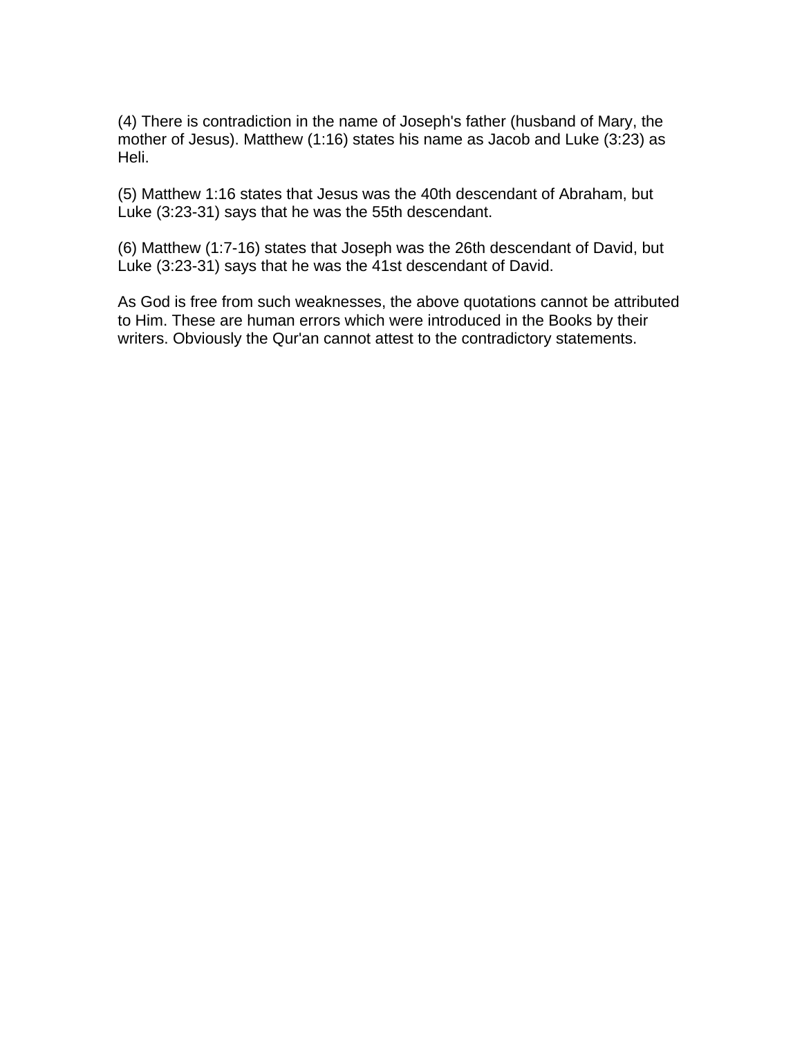(4) There is contradiction in the name of Joseph's father (husband of Mary, the mother of Jesus). Matthew (1:16) states his name as Jacob and Luke (3:23) as Heli.

(5) Matthew 1:16 states that Jesus was the 40th descendant of Abraham, but Luke (3:23-31) says that he was the 55th descendant.

(6) Matthew (1:7-16) states that Joseph was the 26th descendant of David, but Luke (3:23-31) says that he was the 41st descendant of David.

As God is free from such weaknesses, the above quotations cannot be attributed to Him. These are human errors which were introduced in the Books by their writers. Obviously the Qur'an cannot attest to the contradictory statements.